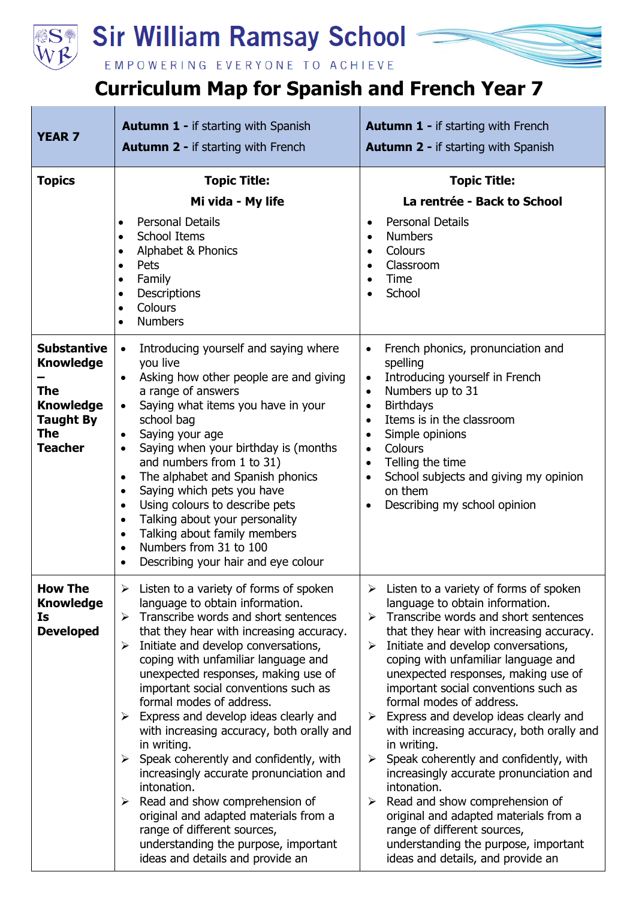# Sir William Ramsay School

EMPOWERING EVERYONE TO ACHIEVE

## Curriculum Map for Spanish and French Year 7

| YEAR 7 | **Autumn 1 -** if starting with Spanish<br>**Autumn 2 -** if starting with French | **Autumn 1 -** if starting with French<br>**Autumn 2 -** if starting with Spanish |
|---|---|---|
| **Topics** | **Topic Title:**<br>**Mi vida - My life**<br>• Personal Details<br>• School Items<br>• Alphabet & Phonics<br>• Pets<br>• Family<br>• Descriptions<br>• Colours<br>• Numbers | **Topic Title:**<br>**La rentrée - Back to School**<br>• Personal Details<br>• Numbers<br>• Colours<br>• Classroom<br>• Time<br>• School |
| **Substantive Knowledge – The Knowledge Taught By The Teacher** | • Introducing yourself and saying where you live<br>• Asking how other people are and giving a range of answers<br>• Saying what items you have in your school bag<br>• Saying your age<br>• Saying when your birthday is (months and numbers from 1 to 31)<br>• The alphabet and Spanish phonics<br>• Saying which pets you have<br>• Using colours to describe pets<br>• Talking about your personality<br>• Talking about family members<br>• Numbers from 31 to 100<br>• Describing your hair and eye colour | • French phonics, pronunciation and spelling<br>• Introducing yourself in French<br>• Numbers up to 31<br>• Birthdays<br>• Items is in the classroom<br>• Simple opinions<br>• Colours<br>• Telling the time<br>• School subjects and giving my opinion on them<br>• Describing my school opinion |
| **How The Knowledge Is Developed** | ➢ Listen to a variety of forms of spoken language to obtain information.<br>➢ Transcribe words and short sentences that they hear with increasing accuracy.<br>➢ Initiate and develop conversations, coping with unfamiliar language and unexpected responses, making use of important social conventions such as formal modes of address.<br>➢ Express and develop ideas clearly and with increasing accuracy, both orally and in writing.<br>➢ Speak coherently and confidently, with increasingly accurate pronunciation and intonation.<br>➢ Read and show comprehension of original and adapted materials from a range of different sources, understanding the purpose, important ideas and details and provide an | ➢ Listen to a variety of forms of spoken language to obtain information.<br>➢ Transcribe words and short sentences that they hear with increasing accuracy.<br>➢ Initiate and develop conversations, coping with unfamiliar language and unexpected responses, making use of important social conventions such as formal modes of address.<br>➢ Express and develop ideas clearly and with increasing accuracy, both orally and in writing.<br>➢ Speak coherently and confidently, with increasingly accurate pronunciation and intonation.<br>➢ Read and show comprehension of original and adapted materials from a range of different sources, understanding the purpose, important ideas and details, and provide an |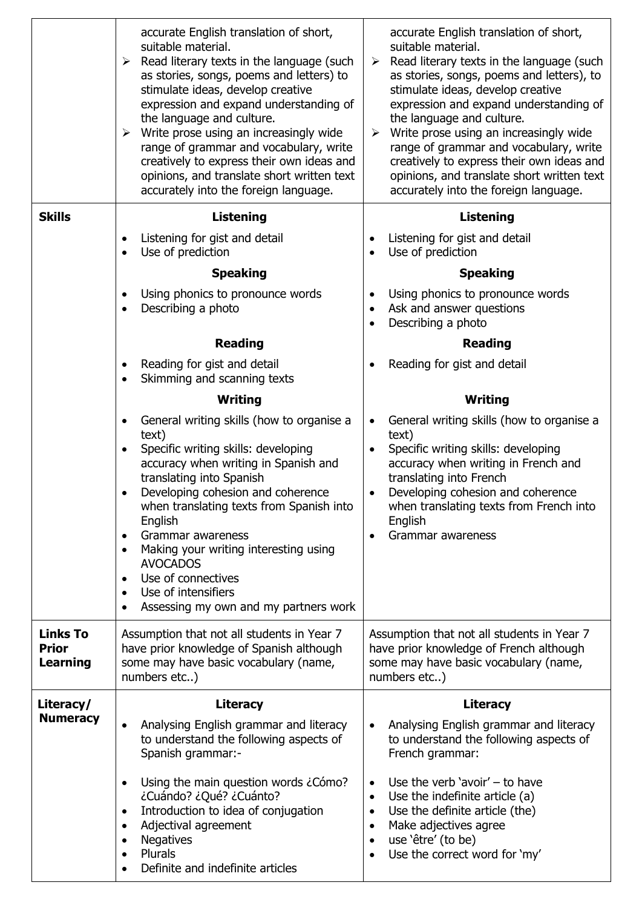| | | |
|---|---|---|
| | accurate English translation of short, suitable material.<br>➢ Read literary texts in the language (such as stories, songs, poems and letters) to stimulate ideas, develop creative expression and expand understanding of the language and culture.<br>➢ Write prose using an increasingly wide range of grammar and vocabulary, write creatively to express their own ideas and opinions, and translate short written text accurately into the foreign language. | accurate English translation of short, suitable material.<br>➢ Read literary texts in the language (such as stories, songs, poems and letters), to stimulate ideas, develop creative expression and expand understanding of the language and culture.<br>➢ Write prose using an increasingly wide range of grammar and vocabulary, write creatively to express their own ideas and opinions, and translate short written text accurately into the foreign language. |
| **Skills** | **Listening**<br>• Listening for gist and detail<br>• Use of prediction<br>**Speaking**<br>• Using phonics to pronounce words<br>• Describing a photo<br>**Reading**<br>• Reading for gist and detail<br>• Skimming and scanning texts<br>**Writing**<br>• General writing skills (how to organise a text)<br>• Specific writing skills: developing accuracy when writing in Spanish and translating into Spanish<br>• Developing cohesion and coherence when translating texts from Spanish into English<br>• Grammar awareness<br>• Making your writing interesting using AVOCADOS<br>• Use of connectives<br>• Use of intensifiers<br>• Assessing my own and my partners work | **Listening**<br>• Listening for gist and detail<br>• Use of prediction<br>**Speaking**<br>• Using phonics to pronounce words<br>• Ask and answer questions<br>• Describing a photo<br>**Reading**<br>• Reading for gist and detail<br>**Writing**<br>• General writing skills (how to organise a text)<br>• Specific writing skills: developing accuracy when writing in French and translating into French<br>• Developing cohesion and coherence when translating texts from French into English<br>• Grammar awareness |
| **Links To Prior Learning** | Assumption that not all students in Year 7 have prior knowledge of Spanish although some may have basic vocabulary (name, numbers etc..) | Assumption that not all students in Year 7 have prior knowledge of French although some may have basic vocabulary (name, numbers etc..) |
| **Literacy/ Numeracy** | **Literacy**<br>• Analysing English grammar and literacy to understand the following aspects of Spanish grammar:-<br>• Using the main question words ¿Cómo? ¿Cuándo? ¿Qué? ¿Cuánto?<br>• Introduction to idea of conjugation<br>• Adjectival agreement<br>• Negatives<br>• Plurals<br>• Definite and indefinite articles | **Literacy**<br>• Analysing English grammar and literacy to understand the following aspects of French grammar:<br>• Use the verb 'avoir' – to have<br>• Use the indefinite article (a)<br>• Use the definite article (the)<br>• Make adjectives agree<br>• use 'être' (to be)<br>• Use the correct word for 'my' |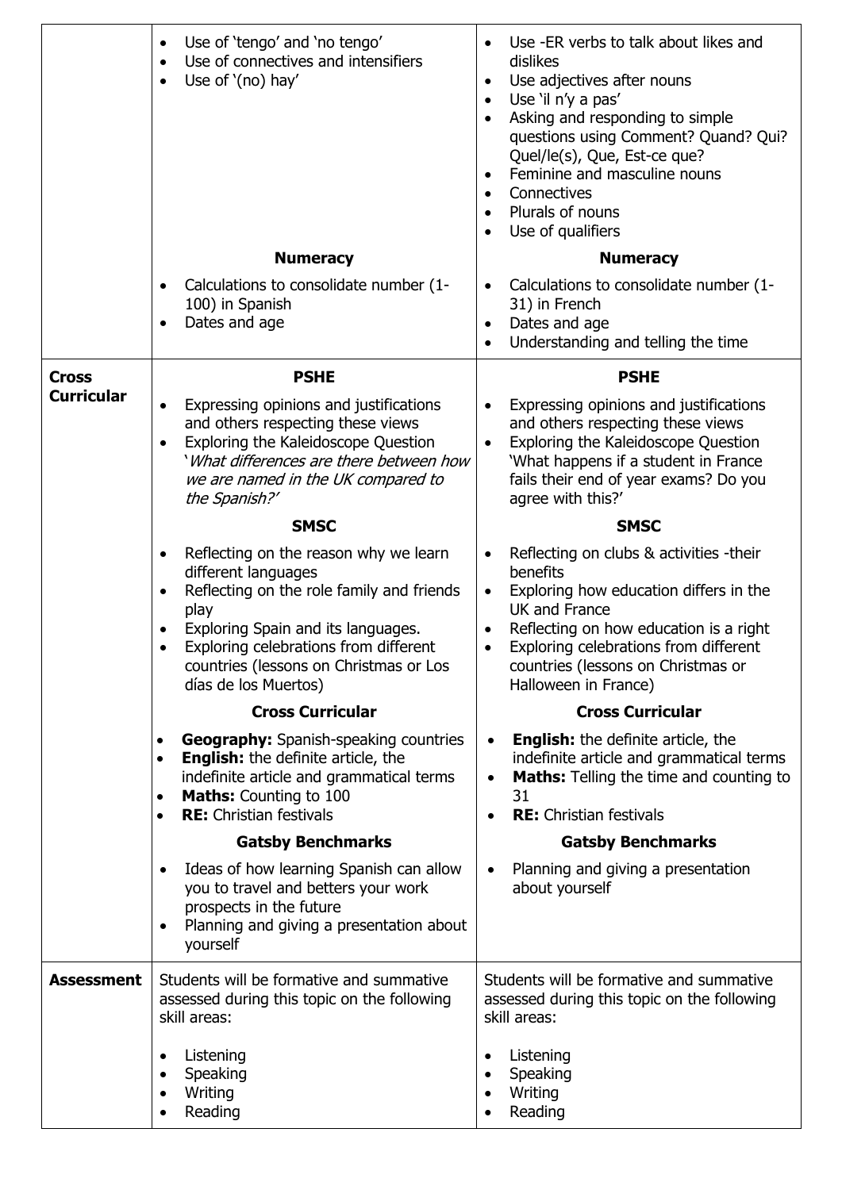| | | |
|---|---|---|
| | • Use of 'tengo' and 'no tengo'<br>• Use of connectives and intensifiers<br>• Use of '(no) hay'<br><br>**Numeracy**<br>• Calculations to consolidate number (1-100) in Spanish<br>• Dates and age | • Use -ER verbs to talk about likes and dislikes<br>• Use adjectives after nouns<br>• Use 'il n'y a pas'<br>• Asking and responding to simple questions using Comment? Quand? Qui? Quel/le(s), Que, Est-ce que?<br>• Feminine and masculine nouns<br>• Connectives<br>• Plurals of nouns<br>• Use of qualifiers<br><br>**Numeracy**<br>• Calculations to consolidate number (1-31) in French<br>• Dates and age<br>• Understanding and telling the time |
| **Cross Curricular** | **PSHE**<br>• Expressing opinions and justifications and others respecting these views<br>• Exploring the Kaleidoscope Question '*What differences are there between how we are named in the UK compared to the Spanish?*'<br><br>**SMSC**<br>• Reflecting on the reason why we learn different languages<br>• Reflecting on the role family and friends play<br>• Exploring Spain and its languages.<br>• Exploring celebrations from different countries (lessons on Christmas or Los días de los Muertos)<br><br>**Cross Curricular**<br>• **Geography:** Spanish-speaking countries<br>• **English:** the definite article, the indefinite article and grammatical terms<br>• **Maths:** Counting to 100<br>• **RE:** Christian festivals<br><br>**Gatsby Benchmarks**<br>• Ideas of how learning Spanish can allow you to travel and betters your work prospects in the future<br>• Planning and giving a presentation about yourself | **PSHE**<br>• Expressing opinions and justifications and others respecting these views<br>• Exploring the Kaleidoscope Question 'What happens if a student in France fails their end of year exams? Do you agree with this?'<br><br>**SMSC**<br>• Reflecting on clubs & activities -their benefits<br>• Exploring how education differs in the UK and France<br>• Reflecting on how education is a right<br>• Exploring celebrations from different countries (lessons on Christmas or Halloween in France)<br><br>**Cross Curricular**<br>• **English:** the definite article, the indefinite article and grammatical terms<br>• **Maths:** Telling the time and counting to 31<br>• **RE:** Christian festivals<br><br>**Gatsby Benchmarks**<br>• Planning and giving a presentation about yourself |
| **Assessment** | Students will be formative and summative assessed during this topic on the following skill areas:<br><br>• Listening<br>• Speaking<br>• Writing<br>• Reading | Students will be formative and summative assessed during this topic on the following skill areas:<br><br>• Listening<br>• Speaking<br>• Writing<br>• Reading |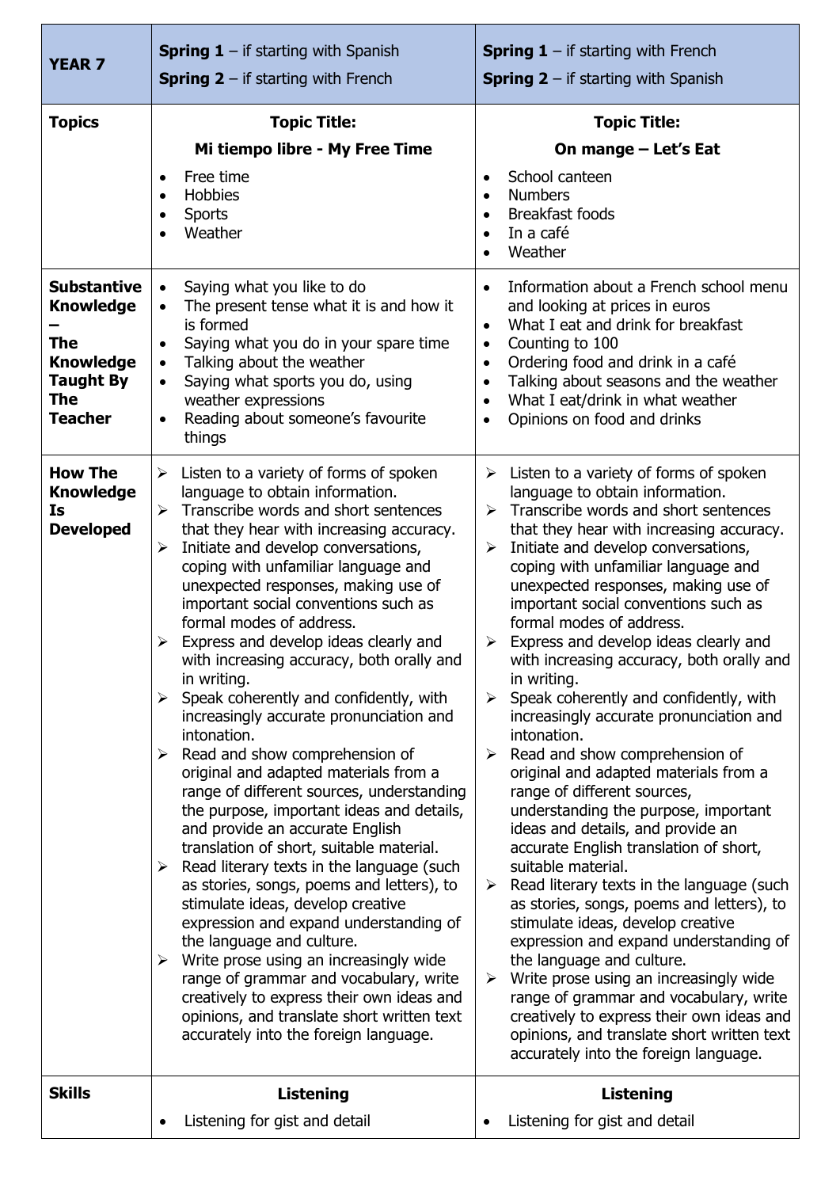| YEAR 7 | **Spring 1** – if starting with Spanish<br>**Spring 2** – if starting with French | **Spring 1** – if starting with French<br>**Spring 2** – if starting with Spanish |
|---|---|---|
| **Topics** | **Topic Title:**<br>**Mi tiempo libre - My Free Time**<br>• Free time<br>• Hobbies<br>• Sports<br>• Weather | **Topic Title:**<br>**On mange – Let's Eat**<br>• School canteen<br>• Numbers<br>• Breakfast foods<br>• In a café<br>• Weather |
| **Substantive Knowledge – The Knowledge Taught By The Teacher** | • Saying what you like to do<br>• The present tense what it is and how it is formed<br>• Saying what you do in your spare time<br>• Talking about the weather<br>• Saying what sports you do, using weather expressions<br>• Reading about someone's favourite things | • Information about a French school menu and looking at prices in euros<br>• What I eat and drink for breakfast<br>• Counting to 100<br>• Ordering food and drink in a café<br>• Talking about seasons and the weather<br>• What I eat/drink in what weather<br>• Opinions on food and drinks |
| **How The Knowledge Is Developed** | ➢ Listen to a variety of forms of spoken language to obtain information.<br>➢ Transcribe words and short sentences that they hear with increasing accuracy.<br>➢ Initiate and develop conversations, coping with unfamiliar language and unexpected responses, making use of important social conventions such as formal modes of address.<br>➢ Express and develop ideas clearly and with increasing accuracy, both orally and in writing.<br>➢ Speak coherently and confidently, with increasingly accurate pronunciation and intonation.<br>➢ Read and show comprehension of original and adapted materials from a range of different sources, understanding the purpose, important ideas and details, and provide an accurate English translation of short, suitable material.<br>➢ Read literary texts in the language (such as stories, songs, poems and letters), to stimulate ideas, develop creative expression and expand understanding of the language and culture.<br>➢ Write prose using an increasingly wide range of grammar and vocabulary, write creatively to express their own ideas and opinions, and translate short written text accurately into the foreign language. | ➢ Listen to a variety of forms of spoken language to obtain information.<br>➢ Transcribe words and short sentences that they hear with increasing accuracy.<br>➢ Initiate and develop conversations, coping with unfamiliar language and unexpected responses, making use of important social conventions such as formal modes of address.<br>➢ Express and develop ideas clearly and with increasing accuracy, both orally and in writing.<br>➢ Speak coherently and confidently, with increasingly accurate pronunciation and intonation.<br>➢ Read and show comprehension of original and adapted materials from a range of different sources, understanding the purpose, important ideas and details, and provide an accurate English translation of short, suitable material.<br>➢ Read literary texts in the language (such as stories, songs, poems and letters), to stimulate ideas, develop creative expression and expand understanding of the language and culture.<br>➢ Write prose using an increasingly wide range of grammar and vocabulary, write creatively to express their own ideas and opinions, and translate short written text accurately into the foreign language. |
| **Skills** | **Listening**<br>• Listening for gist and detail | **Listening**<br>• Listening for gist and detail |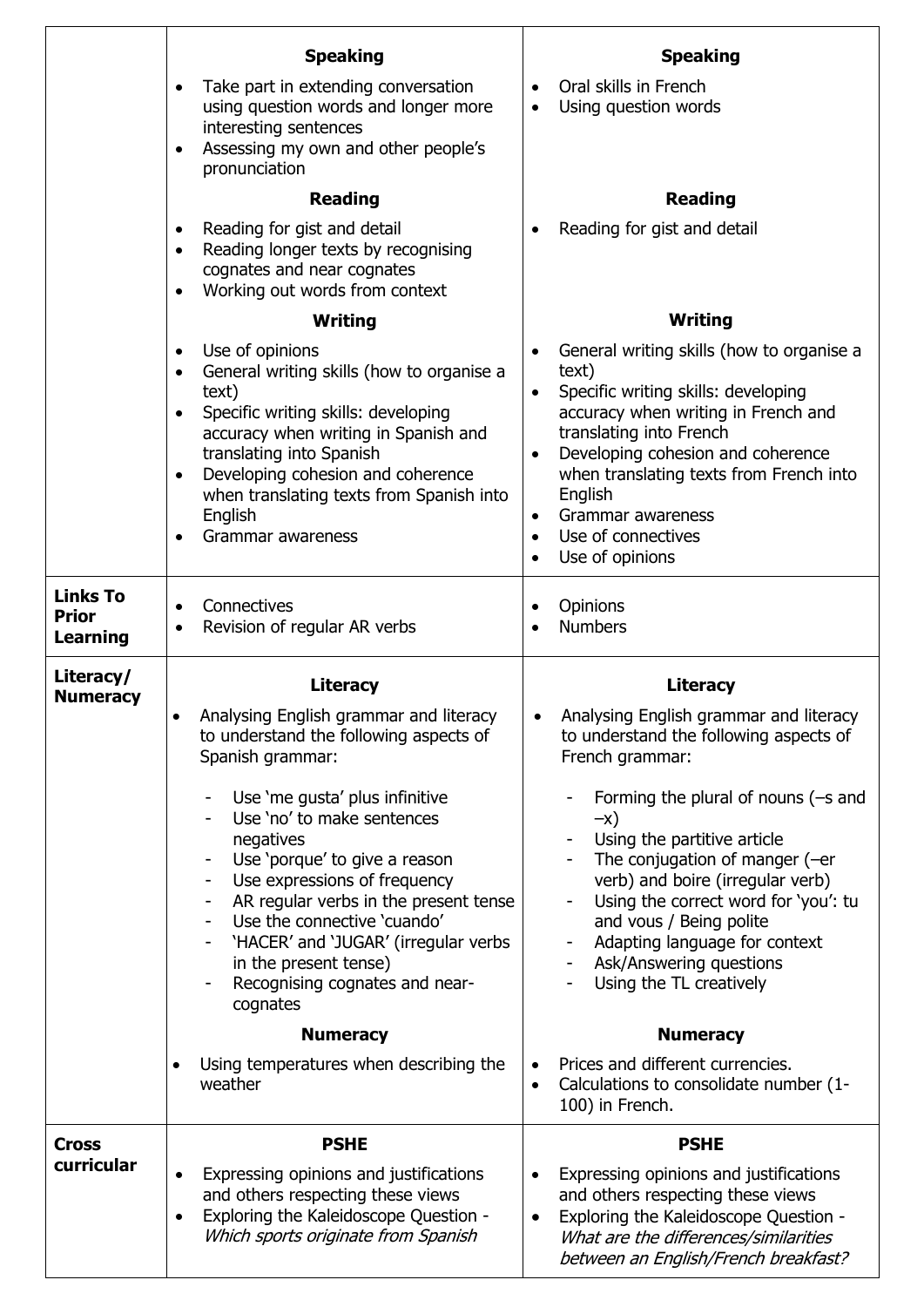| | | |
|---|---|---|
| | **Speaking**<br>• Take part in extending conversation using question words and longer more interesting sentences<br>• Assessing my own and other people's pronunciation<br>**Reading**<br>• Reading for gist and detail<br>• Reading longer texts by recognising cognates and near cognates<br>• Working out words from context<br>**Writing**<br>• Use of opinions<br>• General writing skills (how to organise a text)<br>• Specific writing skills: developing accuracy when writing in Spanish and translating into Spanish<br>• Developing cohesion and coherence when translating texts from Spanish into English<br>• Grammar awareness | **Speaking**<br>• Oral skills in French<br>• Using question words<br>**Reading**<br>• Reading for gist and detail<br>**Writing**<br>• General writing skills (how to organise a text)<br>• Specific writing skills: developing accuracy when writing in French and translating into French<br>• Developing cohesion and coherence when translating texts from French into English<br>• Grammar awareness<br>• Use of connectives<br>• Use of opinions |
| **Links To Prior Learning** | • Connectives<br>• Revision of regular AR verbs | • Opinions<br>• Numbers |
| **Literacy/ Numeracy** | **Literacy**<br>• Analysing English grammar and literacy to understand the following aspects of Spanish grammar:<br>- Use 'me gusta' plus infinitive<br>- Use 'no' to make sentences negatives<br>- Use 'porque' to give a reason<br>- Use expressions of frequency<br>- AR regular verbs in the present tense<br>- Use the connective 'cuando'<br>- 'HACER' and 'JUGAR' (irregular verbs in the present tense)<br>- Recognising cognates and near-cognates<br>**Numeracy**<br>• Using temperatures when describing the weather | **Literacy**<br>• Analysing English grammar and literacy to understand the following aspects of French grammar:<br>- Forming the plural of nouns (–s and –x)<br>- Using the partitive article<br>- The conjugation of manger (–er verb) and boire (irregular verb)<br>- Using the correct word for 'you': tu and vous / Being polite<br>- Adapting language for context<br>- Ask/Answering questions<br>- Using the TL creatively<br>**Numeracy**<br>• Prices and different currencies.<br>• Calculations to consolidate number (1-100) in French. |
| **Cross curricular** | **PSHE**<br>• Expressing opinions and justifications and others respecting these views<br>• Exploring the Kaleidoscope Question - *Which sports originate from Spanish* | **PSHE**<br>• Expressing opinions and justifications and others respecting these views<br>• Exploring the Kaleidoscope Question - *What are the differences/similarities between an English/French breakfast?* |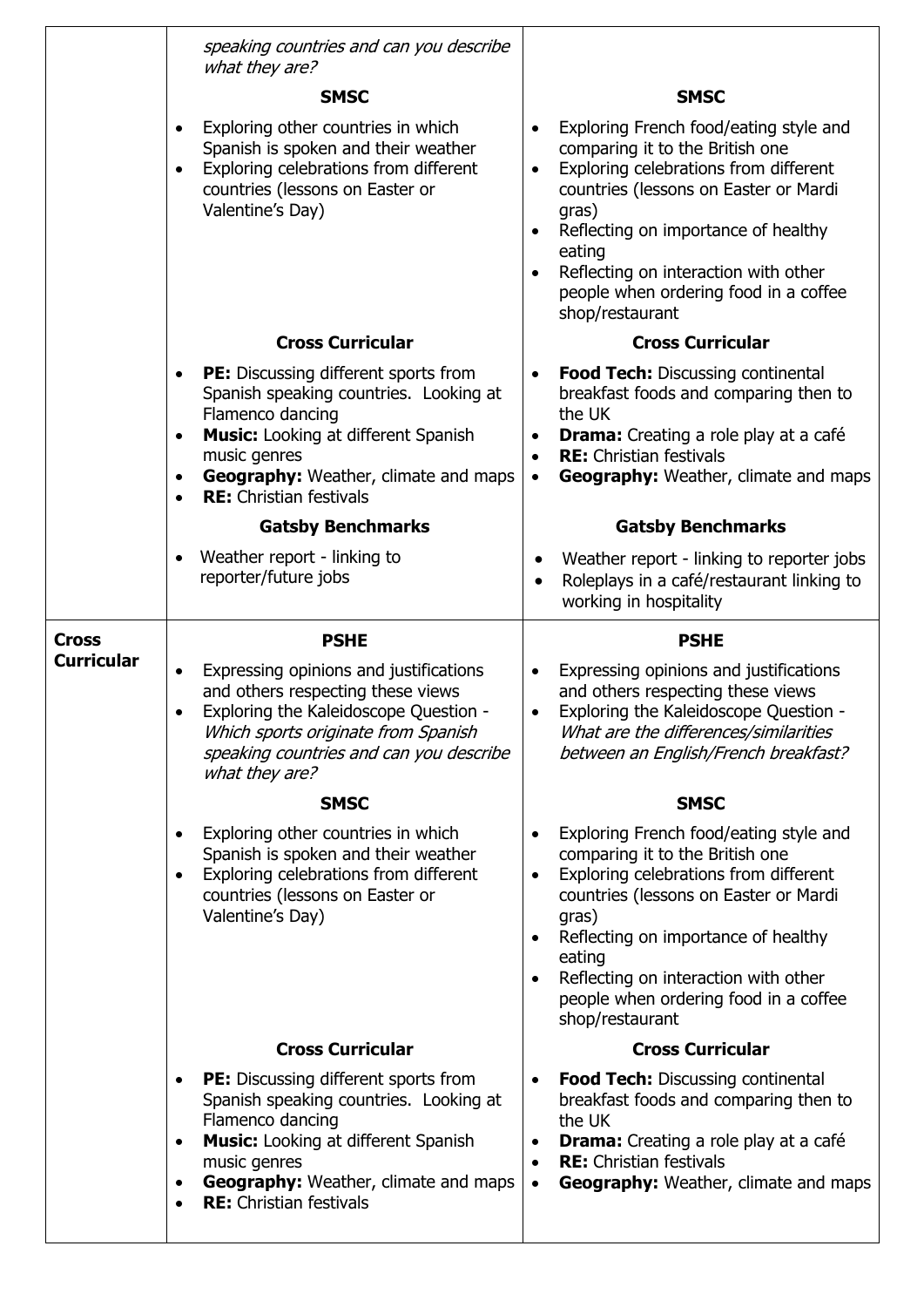| | | |
|---|---|---|
| | *speaking countries and can you describe what they are?*<br><br>**SMSC**<br><br>• Exploring other countries in which Spanish is spoken and their weather<br>• Exploring celebrations from different countries (lessons on Easter or Valentine's Day)<br><br>**Cross Curricular**<br><br>• **PE:** Discussing different sports from Spanish speaking countries. Looking at Flamenco dancing<br>• **Music:** Looking at different Spanish music genres<br>• **Geography:** Weather, climate and maps<br>• **RE:** Christian festivals<br><br>**Gatsby Benchmarks**<br><br>• Weather report - linking to reporter/future jobs | **SMSC**<br><br>• Exploring French food/eating style and comparing it to the British one<br>• Exploring celebrations from different countries (lessons on Easter or Mardi gras)<br>• Reflecting on importance of healthy eating<br>• Reflecting on interaction with other people when ordering food in a coffee shop/restaurant<br><br>**Cross Curricular**<br><br>• **Food Tech:** Discussing continental breakfast foods and comparing then to the UK<br>• **Drama:** Creating a role play at a café<br>• **RE:** Christian festivals<br>• **Geography:** Weather, climate and maps<br><br>**Gatsby Benchmarks**<br><br>• Weather report - linking to reporter jobs<br>• Roleplays in a café/restaurant linking to working in hospitality |
| **Cross Curricular** | **PSHE**<br><br>• Expressing opinions and justifications and others respecting these views<br>• Exploring the Kaleidoscope Question - *Which sports originate from Spanish speaking countries and can you describe what they are?*<br><br>**SMSC**<br><br>• Exploring other countries in which Spanish is spoken and their weather<br>• Exploring celebrations from different countries (lessons on Easter or Valentine's Day)<br><br>**Cross Curricular**<br><br>• **PE:** Discussing different sports from Spanish speaking countries. Looking at Flamenco dancing<br>• **Music:** Looking at different Spanish music genres<br>• **Geography:** Weather, climate and maps<br>• **RE:** Christian festivals | **PSHE**<br><br>• Expressing opinions and justifications and others respecting these views<br>• Exploring the Kaleidoscope Question - *What are the differences/similarities between an English/French breakfast?*<br><br>**SMSC**<br><br>• Exploring French food/eating style and comparing it to the British one<br>• Exploring celebrations from different countries (lessons on Easter or Mardi gras)<br>• Reflecting on importance of healthy eating<br>• Reflecting on interaction with other people when ordering food in a coffee shop/restaurant<br><br>**Cross Curricular**<br><br>• **Food Tech:** Discussing continental breakfast foods and comparing then to the UK<br>• **Drama:** Creating a role play at a café<br>• **RE:** Christian festivals<br>• **Geography:** Weather, climate and maps |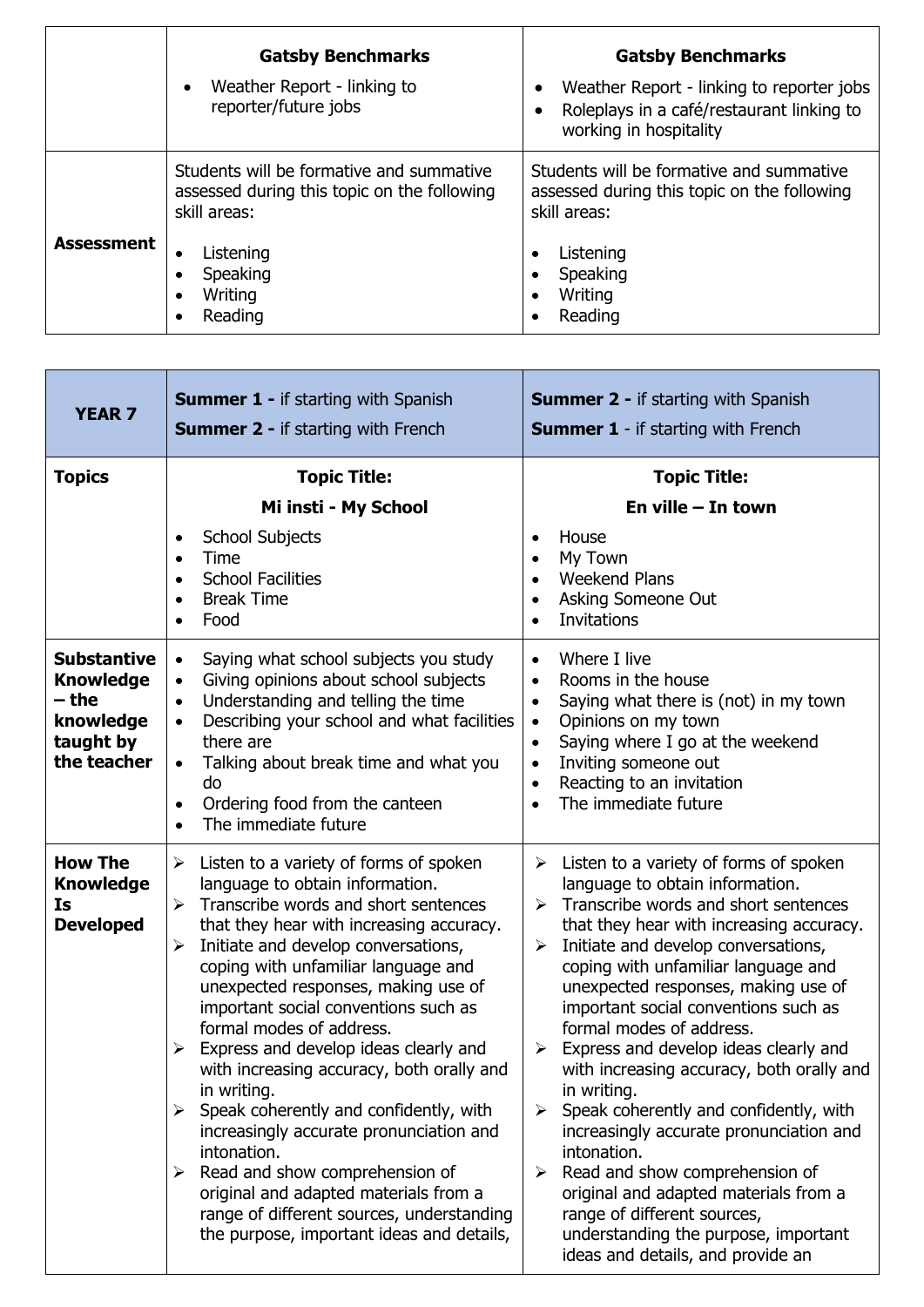| | **Gatsby Benchmarks**<br>• Weather Report - linking to reporter/future jobs | **Gatsby Benchmarks**<br>• Weather Report - linking to reporter jobs<br>• Roleplays in a café/restaurant linking to working in hospitality |
|---|---|---|
| **Assessment** | Students will be formative and summative assessed during this topic on the following skill areas:<br>• Listening<br>• Speaking<br>• Writing<br>• Reading | Students will be formative and summative assessed during this topic on the following skill areas:<br>• Listening<br>• Speaking<br>• Writing<br>• Reading |

| **YEAR 7** | **Summer 1 -** if starting with Spanish<br>**Summer 2 -** if starting with French | **Summer 2 -** if starting with Spanish<br>**Summer 1** - if starting with French |
|---|---|---|
| **Topics** | **Topic Title:**<br>**Mi insti - My School**<br>• School Subjects<br>• Time<br>• School Facilities<br>• Break Time<br>• Food | **Topic Title:**<br>**En ville – In town**<br>• House<br>• My Town<br>• Weekend Plans<br>• Asking Someone Out<br>• Invitations |
| **Substantive Knowledge – the knowledge taught by the teacher** | • Saying what school subjects you study<br>• Giving opinions about school subjects<br>• Understanding and telling the time<br>• Describing your school and what facilities there are<br>• Talking about break time and what you do<br>• Ordering food from the canteen<br>• The immediate future | • Where I live<br>• Rooms in the house<br>• Saying what there is (not) in my town<br>• Opinions on my town<br>• Saying where I go at the weekend<br>• Inviting someone out<br>• Reacting to an invitation<br>• The immediate future |
| **How The Knowledge Is Developed** | ➢ Listen to a variety of forms of spoken language to obtain information.<br>➢ Transcribe words and short sentences that they hear with increasing accuracy.<br>➢ Initiate and develop conversations, coping with unfamiliar language and unexpected responses, making use of important social conventions such as formal modes of address.<br>➢ Express and develop ideas clearly and with increasing accuracy, both orally and in writing.<br>➢ Speak coherently and confidently, with increasingly accurate pronunciation and intonation.<br>➢ Read and show comprehension of original and adapted materials from a range of different sources, understanding the purpose, important ideas and details, | ➢ Listen to a variety of forms of spoken language to obtain information.<br>➢ Transcribe words and short sentences that they hear with increasing accuracy.<br>➢ Initiate and develop conversations, coping with unfamiliar language and unexpected responses, making use of important social conventions such as formal modes of address.<br>➢ Express and develop ideas clearly and with increasing accuracy, both orally and in writing.<br>➢ Speak coherently and confidently, with increasingly accurate pronunciation and intonation.<br>➢ Read and show comprehension of original and adapted materials from a range of different sources, understanding the purpose, important ideas and details, and provide an |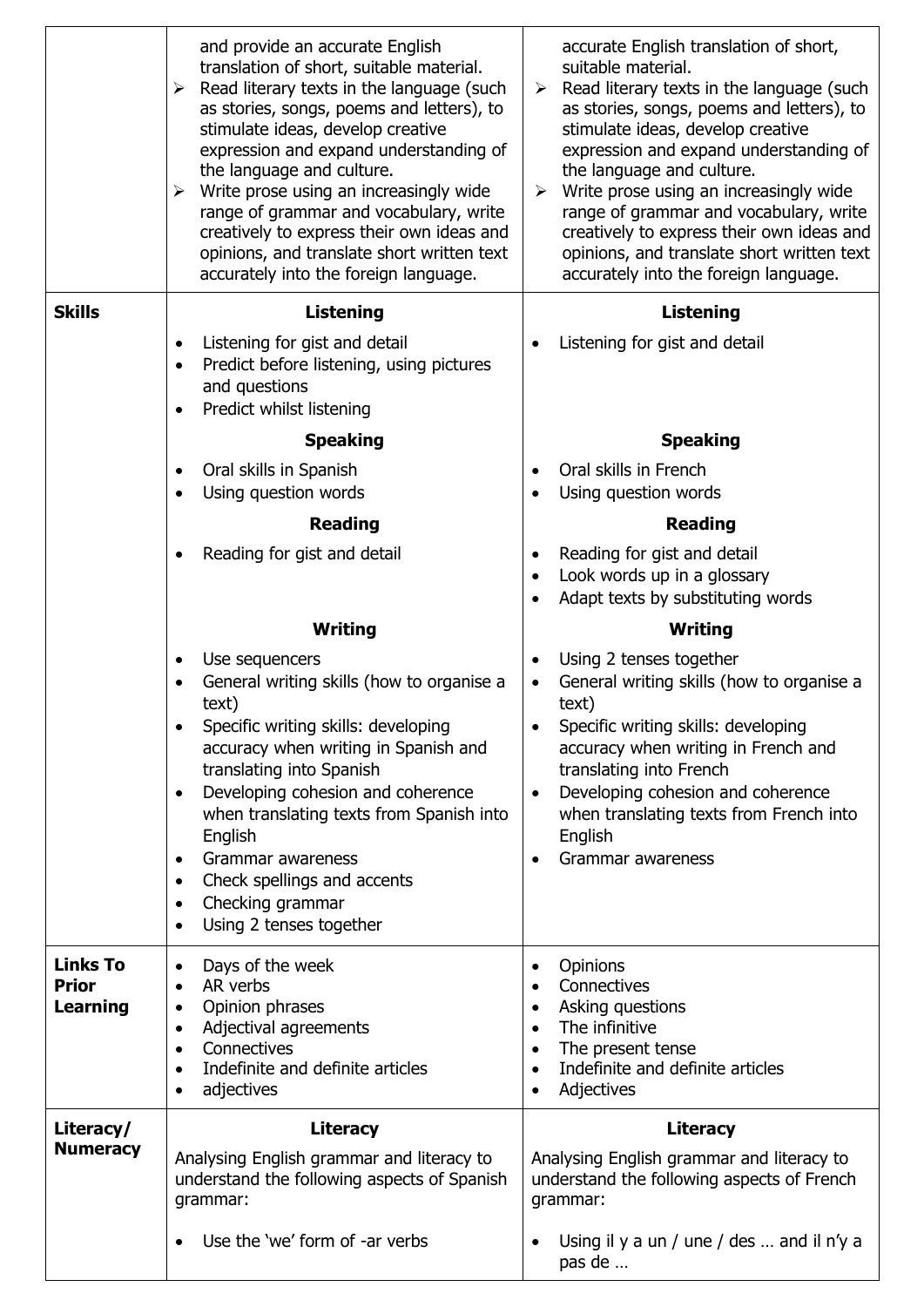| | | |
|---|---|---|
| | and provide an accurate English translation of short, suitable material.<br>➢ Read literary texts in the language (such as stories, songs, poems and letters), to stimulate ideas, develop creative expression and expand understanding of the language and culture.<br>➢ Write prose using an increasingly wide range of grammar and vocabulary, write creatively to express their own ideas and opinions, and translate short written text accurately into the foreign language. | accurate English translation of short, suitable material.<br>➢ Read literary texts in the language (such as stories, songs, poems and letters), to stimulate ideas, develop creative expression and expand understanding of the language and culture.<br>➢ Write prose using an increasingly wide range of grammar and vocabulary, write creatively to express their own ideas and opinions, and translate short written text accurately into the foreign language. |
| **Skills** | **Listening**<br>• Listening for gist and detail<br>• Predict before listening, using pictures and questions<br>• Predict whilst listening<br>**Speaking**<br>• Oral skills in Spanish<br>• Using question words<br>**Reading**<br>• Reading for gist and detail<br>**Writing**<br>• Use sequencers<br>• General writing skills (how to organise a text)<br>• Specific writing skills: developing accuracy when writing in Spanish and translating into Spanish<br>• Developing cohesion and coherence when translating texts from Spanish into English<br>• Grammar awareness<br>• Check spellings and accents<br>• Checking grammar<br>• Using 2 tenses together | **Listening**<br>• Listening for gist and detail<br>**Speaking**<br>• Oral skills in French<br>• Using question words<br>**Reading**<br>• Reading for gist and detail<br>• Look words up in a glossary<br>• Adapt texts by substituting words<br>**Writing**<br>• Using 2 tenses together<br>• General writing skills (how to organise a text)<br>• Specific writing skills: developing accuracy when writing in French and translating into French<br>• Developing cohesion and coherence when translating texts from French into English<br>• Grammar awareness |
| **Links To Prior Learning** | • Days of the week<br>• AR verbs<br>• Opinion phrases<br>• Adjectival agreements<br>• Connectives<br>• Indefinite and definite articles<br>• adjectives | • Opinions<br>• Connectives<br>• Asking questions<br>• The infinitive<br>• The present tense<br>• Indefinite and definite articles<br>• Adjectives |
| **Literacy/ Numeracy** | **Literacy**<br>Analysing English grammar and literacy to understand the following aspects of Spanish grammar:<br>• Use the 'we' form of -ar verbs | **Literacy**<br>Analysing English grammar and literacy to understand the following aspects of French grammar:<br>• Using il y a un / une / des … and il n'y a pas de … |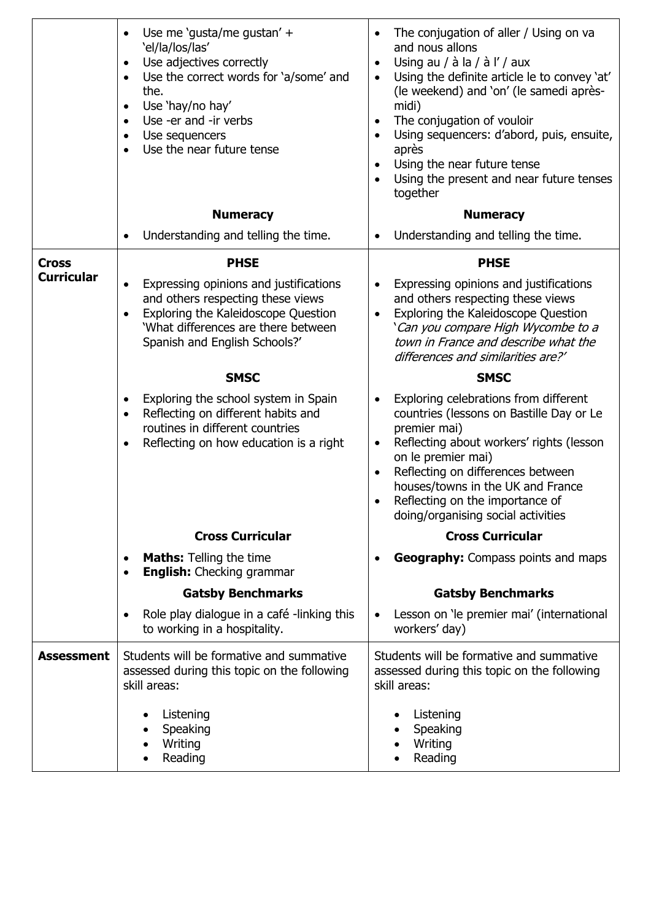| | | |
|---|---|---|
| | • Use me 'gusta/me gustan' + 'el/la/los/las'<br>• Use adjectives correctly<br>• Use the correct words for 'a/some' and the.<br>• Use 'hay/no hay'<br>• Use -er and -ir verbs<br>• Use sequencers<br>• Use the near future tense<br><br>**Numeracy**<br><br>• Understanding and telling the time. | • The conjugation of aller / Using on va and nous allons<br>• Using au / à la / à l' / aux<br>• Using the definite article le to convey 'at' (le weekend) and 'on' (le samedi après-midi)<br>• The conjugation of vouloir<br>• Using sequencers: d'abord, puis, ensuite, après<br>• Using the near future tense<br>• Using the present and near future tenses together<br><br>**Numeracy**<br><br>• Understanding and telling the time. |
| **Cross Curricular** | **PHSE**<br><br>• Expressing opinions and justifications and others respecting these views<br>• Exploring the Kaleidoscope Question 'What differences are there between Spanish and English Schools?'<br><br>**SMSC**<br><br>• Exploring the school system in Spain<br>• Reflecting on different habits and routines in different countries<br>• Reflecting on how education is a right<br><br>**Cross Curricular**<br><br>• **Maths:** Telling the time<br>• **English:** Checking grammar<br><br>**Gatsby Benchmarks**<br><br>• Role play dialogue in a café -linking this to working in a hospitality. | **PHSE**<br><br>• Expressing opinions and justifications and others respecting these views<br>• Exploring the Kaleidoscope Question '*Can you compare High Wycombe to a town in France and describe what the differences and similarities are?*'<br><br>**SMSC**<br><br>• Exploring celebrations from different countries (lessons on Bastille Day or Le premier mai)<br>• Reflecting about workers' rights (lesson on le premier mai)<br>• Reflecting on differences between houses/towns in the UK and France<br>• Reflecting on the importance of doing/organising social activities<br><br>**Cross Curricular**<br><br>• **Geography:** Compass points and maps<br><br>**Gatsby Benchmarks**<br><br>• Lesson on 'le premier mai' (international workers' day) |
| **Assessment** | Students will be formative and summative assessed during this topic on the following skill areas:<br><br>• Listening<br>• Speaking<br>• Writing<br>• Reading | Students will be formative and summative assessed during this topic on the following skill areas:<br><br>• Listening<br>• Speaking<br>• Writing<br>• Reading |